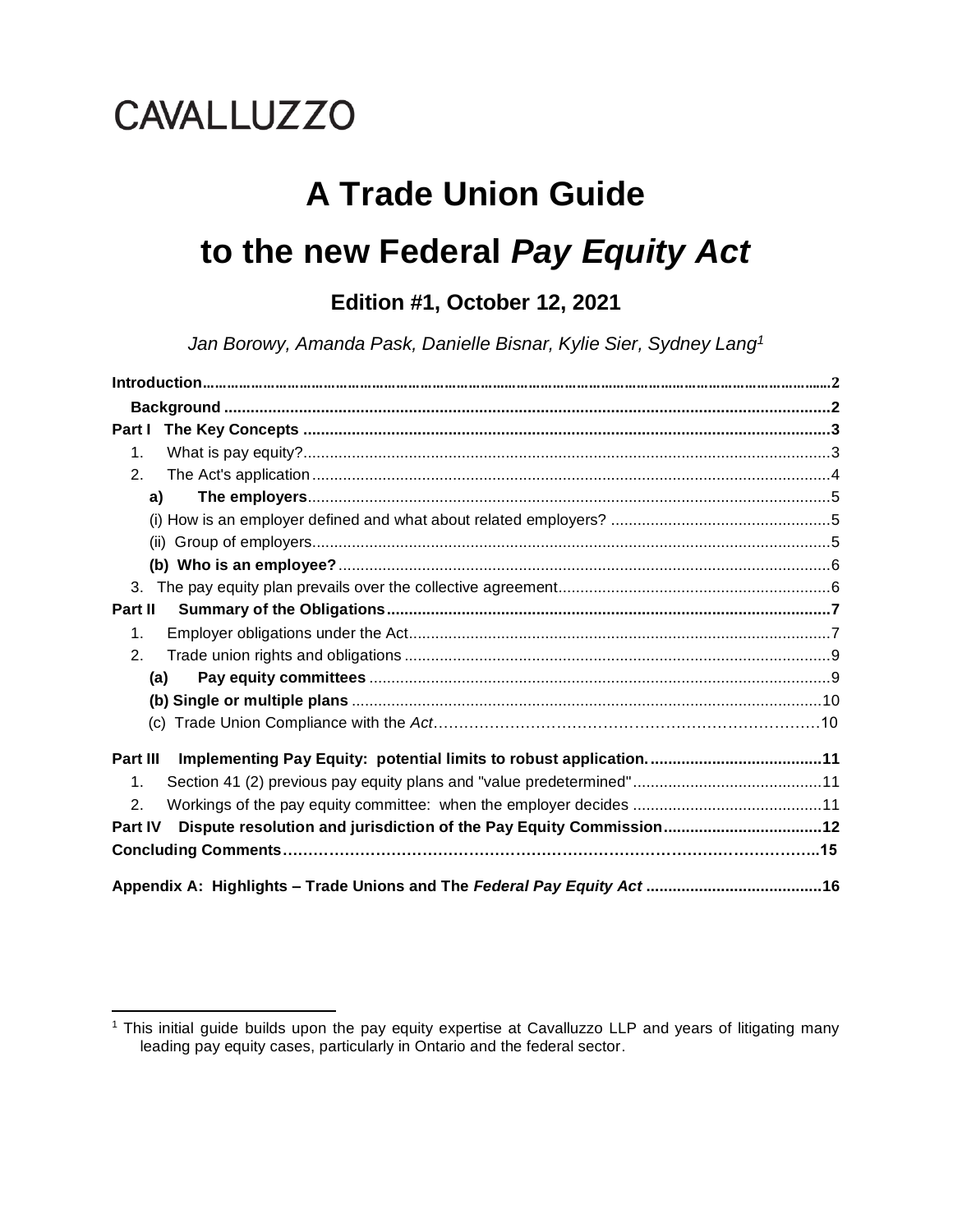CAVALLUZZO

# A Trade Union Guide to the new Federal *Pay Equity Act*

### Edition #1, October 12, 2021

*Jan Borowy, Amanda Pask, Danielle Bisnar, Kylie Sier, Sydney Lang*[1]

**Introduction** ..... 2

**Background** ..... 2

**Part I The Key Concepts** ..... 3

1. What is pay equity? ..... 3
2. The Act's application ..... 4

   **a) The employers** ..... 5

   (i) How is an employer defined and what about related employers? ..... 5

   (ii) Group of employers ..... 5

   **(b) Who is an employee?** ..... 6

3. The pay equity plan prevails over the collective agreement ..... 6

**Part II Summary of the Obligations** ..... 7

1. Employer obligations under the Act ..... 7
2. Trade union rights and obligations ..... 9

   **(a) Pay equity committees** ..... 9

   **(b) Single or multiple plans** ..... 10

   (c) Trade Union Compliance with the *Act* ..... 10

**Part III Implementing Pay Equity: potential limits to robust application.** ..... 11

1. Section 41 (2) previous pay equity plans and "value predetermined" ..... 11
2. Workings of the pay equity committee: when the employer decides ..... 11

**Part IV Dispute resolution and jurisdiction of the Pay Equity Commission** ..... 12

**Concluding Comments** ..... 15

**Appendix A: Highlights – Trade Unions and The *Federal Pay Equity Act*** ..... 16

---

[1] This initial guide builds upon the pay equity expertise at Cavalluzzo LLP and years of litigating many leading pay equity cases, particularly in Ontario and the federal sector.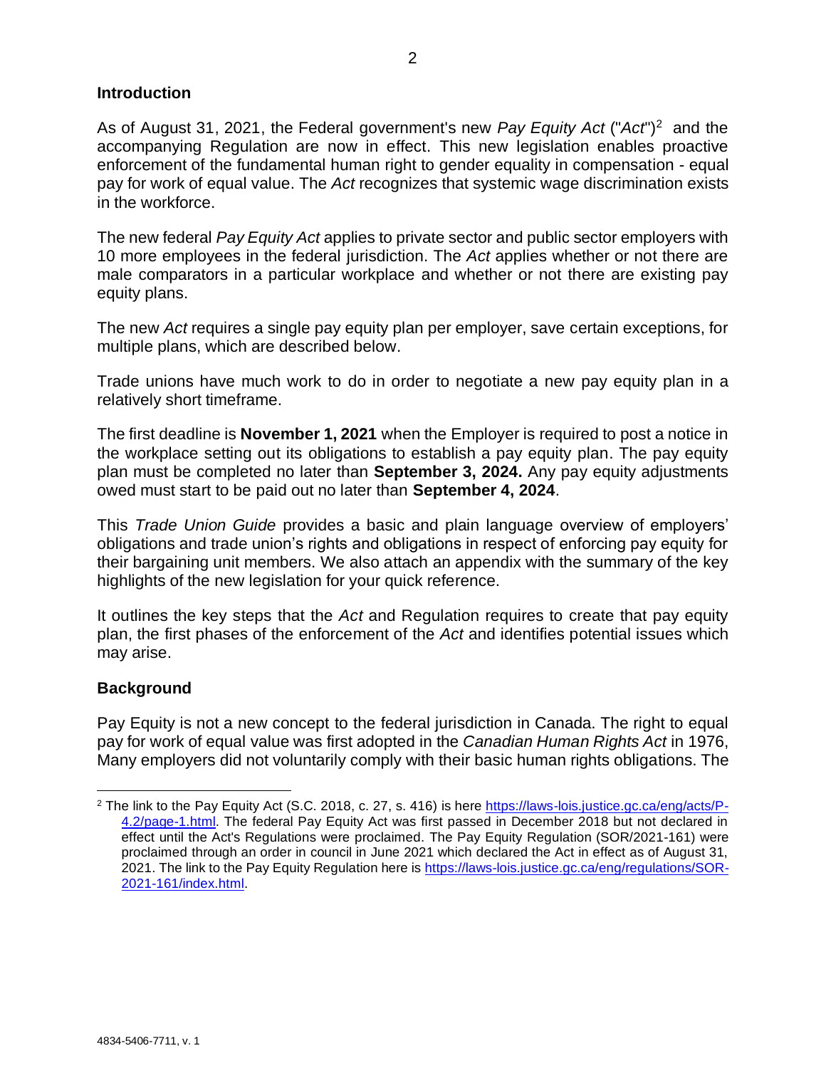## Introduction

As of August 31, 2021, the Federal government's new *Pay Equity Act* ("*Act*")[2] and the accompanying Regulation are now in effect. This new legislation enables proactive enforcement of the fundamental human right to gender equality in compensation - equal pay for work of equal value. The *Act* recognizes that systemic wage discrimination exists in the workforce.

The new federal *Pay Equity Act* applies to private sector and public sector employers with 10 more employees in the federal jurisdiction. The *Act* applies whether or not there are male comparators in a particular workplace and whether or not there are existing pay equity plans.

The new *Act* requires a single pay equity plan per employer, save certain exceptions, for multiple plans, which are described below.

Trade unions have much work to do in order to negotiate a new pay equity plan in a relatively short timeframe.

The first deadline is **November 1, 2021** when the Employer is required to post a notice in the workplace setting out its obligations to establish a pay equity plan. The pay equity plan must be completed no later than **September 3, 2024.** Any pay equity adjustments owed must start to be paid out no later than **September 4, 2024**.

This *Trade Union Guide* provides a basic and plain language overview of employers' obligations and trade union's rights and obligations in respect of enforcing pay equity for their bargaining unit members. We also attach an appendix with the summary of the key highlights of the new legislation for your quick reference.

It outlines the key steps that the *Act* and Regulation requires to create that pay equity plan, the first phases of the enforcement of the *Act* and identifies potential issues which may arise.

## Background

Pay Equity is not a new concept to the federal jurisdiction in Canada. The right to equal pay for work of equal value was first adopted in the *Canadian Human Rights Act* in 1976, Many employers did not voluntarily comply with their basic human rights obligations. The

---

[2] The link to the Pay Equity Act (S.C. 2018, c. 27, s. 416) is here https://laws-lois.justice.gc.ca/eng/acts/P-4.2/page-1.html. The federal Pay Equity Act was first passed in December 2018 but not declared in effect until the Act's Regulations were proclaimed. The Pay Equity Regulation (SOR/2021-161) were proclaimed through an order in council in June 2021 which declared the Act in effect as of August 31, 2021. The link to the Pay Equity Regulation here is https://laws-lois.justice.gc.ca/eng/regulations/SOR-2021-161/index.html.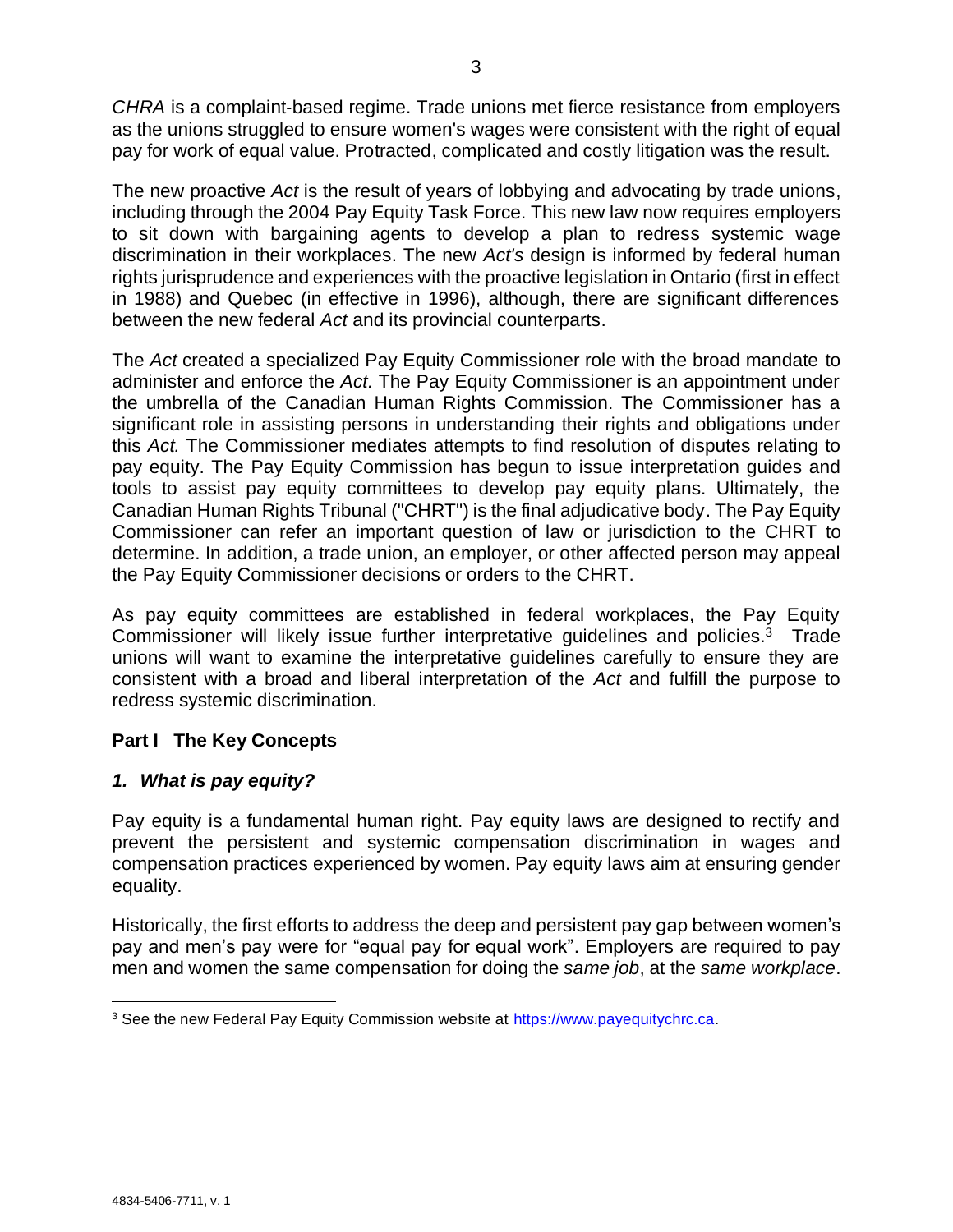*CHRA* is a complaint-based regime. Trade unions met fierce resistance from employers as the unions struggled to ensure women's wages were consistent with the right of equal pay for work of equal value. Protracted, complicated and costly litigation was the result.

The new proactive *Act* is the result of years of lobbying and advocating by trade unions, including through the 2004 Pay Equity Task Force. This new law now requires employers to sit down with bargaining agents to develop a plan to redress systemic wage discrimination in their workplaces. The new *Act's* design is informed by federal human rights jurisprudence and experiences with the proactive legislation in Ontario (first in effect in 1988) and Quebec (in effective in 1996), although, there are significant differences between the new federal *Act* and its provincial counterparts.

The *Act* created a specialized Pay Equity Commissioner role with the broad mandate to administer and enforce the *Act.* The Pay Equity Commissioner is an appointment under the umbrella of the Canadian Human Rights Commission. The Commissioner has a significant role in assisting persons in understanding their rights and obligations under this *Act.* The Commissioner mediates attempts to find resolution of disputes relating to pay equity. The Pay Equity Commission has begun to issue interpretation guides and tools to assist pay equity committees to develop pay equity plans. Ultimately, the Canadian Human Rights Tribunal ("CHRT") is the final adjudicative body. The Pay Equity Commissioner can refer an important question of law or jurisdiction to the CHRT to determine. In addition, a trade union, an employer, or other affected person may appeal the Pay Equity Commissioner decisions or orders to the CHRT.

As pay equity committees are established in federal workplaces, the Pay Equity Commissioner will likely issue further interpretative guidelines and policies.[3] Trade unions will want to examine the interpretative guidelines carefully to ensure they are consistent with a broad and liberal interpretation of the *Act* and fulfill the purpose to redress systemic discrimination.

## Part I The Key Concepts

### *1. What is pay equity?*

Pay equity is a fundamental human right. Pay equity laws are designed to rectify and prevent the persistent and systemic compensation discrimination in wages and compensation practices experienced by women. Pay equity laws aim at ensuring gender equality.

Historically, the first efforts to address the deep and persistent pay gap between women's pay and men's pay were for "equal pay for equal work". Employers are required to pay men and women the same compensation for doing the *same job*, at the *same workplace*.

---

[3] See the new Federal Pay Equity Commission website at https://www.payequitychrc.ca.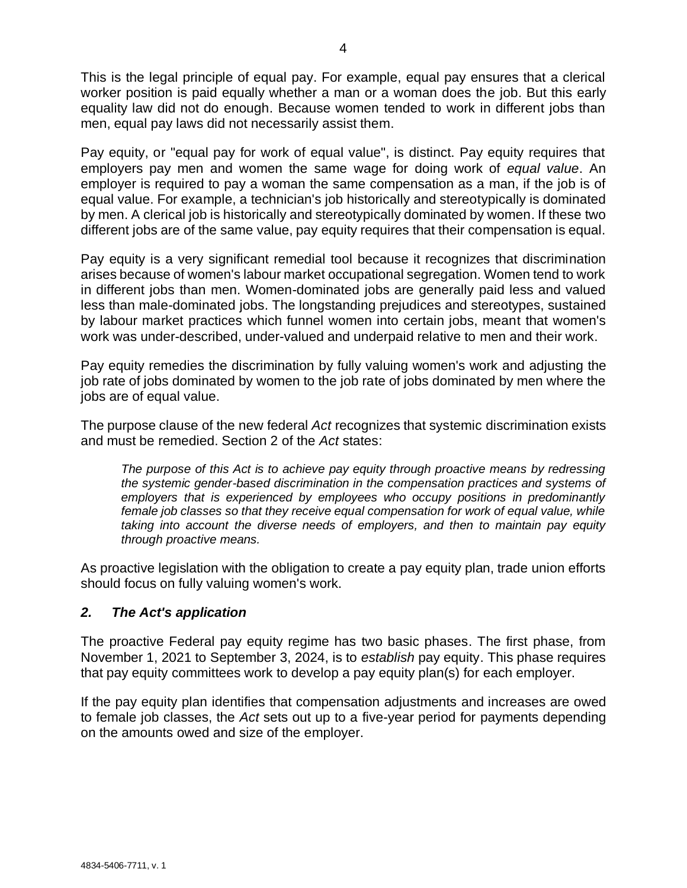This is the legal principle of equal pay. For example, equal pay ensures that a clerical worker position is paid equally whether a man or a woman does the job. But this early equality law did not do enough. Because women tended to work in different jobs than men, equal pay laws did not necessarily assist them.

Pay equity, or "equal pay for work of equal value", is distinct. Pay equity requires that employers pay men and women the same wage for doing work of *equal value*. An employer is required to pay a woman the same compensation as a man, if the job is of equal value. For example, a technician's job historically and stereotypically is dominated by men. A clerical job is historically and stereotypically dominated by women. If these two different jobs are of the same value, pay equity requires that their compensation is equal.

Pay equity is a very significant remedial tool because it recognizes that discrimination arises because of women's labour market occupational segregation. Women tend to work in different jobs than men. Women-dominated jobs are generally paid less and valued less than male-dominated jobs. The longstanding prejudices and stereotypes, sustained by labour market practices which funnel women into certain jobs, meant that women's work was under-described, under-valued and underpaid relative to men and their work.

Pay equity remedies the discrimination by fully valuing women's work and adjusting the job rate of jobs dominated by women to the job rate of jobs dominated by men where the jobs are of equal value.

The purpose clause of the new federal *Act* recognizes that systemic discrimination exists and must be remedied. Section 2 of the *Act* states:

> *The purpose of this Act is to achieve pay equity through proactive means by redressing the systemic gender-based discrimination in the compensation practices and systems of employers that is experienced by employees who occupy positions in predominantly female job classes so that they receive equal compensation for work of equal value, while taking into account the diverse needs of employers, and then to maintain pay equity through proactive means.*

As proactive legislation with the obligation to create a pay equity plan, trade union efforts should focus on fully valuing women's work.

### *2. The Act's application*

The proactive Federal pay equity regime has two basic phases. The first phase, from November 1, 2021 to September 3, 2024, is to *establish* pay equity. This phase requires that pay equity committees work to develop a pay equity plan(s) for each employer.

If the pay equity plan identifies that compensation adjustments and increases are owed to female job classes, the *Act* sets out up to a five-year period for payments depending on the amounts owed and size of the employer.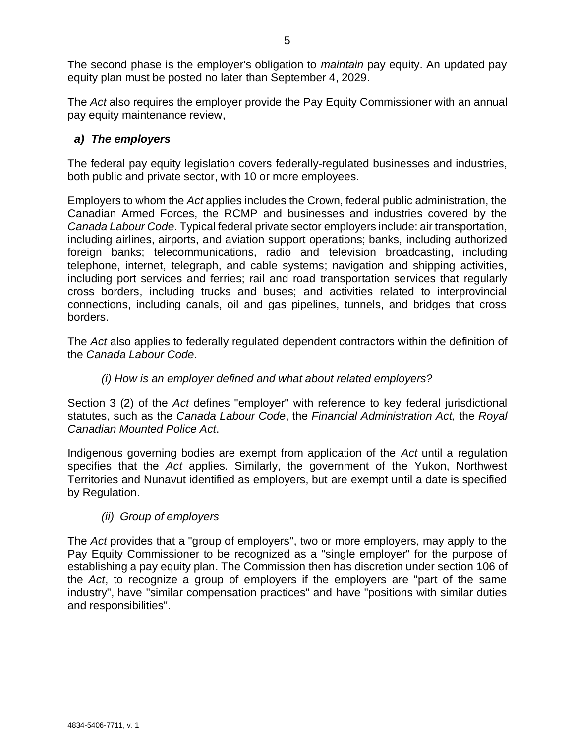The second phase is the employer's obligation to *maintain* pay equity. An updated pay equity plan must be posted no later than September 4, 2029.

The *Act* also requires the employer provide the Pay Equity Commissioner with an annual pay equity maintenance review,

### *a) The employers*

The federal pay equity legislation covers federally-regulated businesses and industries, both public and private sector, with 10 or more employees.

Employers to whom the *Act* applies includes the Crown, federal public administration, the Canadian Armed Forces, the RCMP and businesses and industries covered by the *Canada Labour Code*. Typical federal private sector employers include: air transportation, including airlines, airports, and aviation support operations; banks, including authorized foreign banks; telecommunications, radio and television broadcasting, including telephone, internet, telegraph, and cable systems; navigation and shipping activities, including port services and ferries; rail and road transportation services that regularly cross borders, including trucks and buses; and activities related to interprovincial connections, including canals, oil and gas pipelines, tunnels, and bridges that cross borders.

The *Act* also applies to federally regulated dependent contractors within the definition of the *Canada Labour Code*.

#### *(i) How is an employer defined and what about related employers?*

Section 3 (2) of the *Act* defines "employer" with reference to key federal jurisdictional statutes, such as the *Canada Labour Code*, the *Financial Administration Act,* the *Royal Canadian Mounted Police Act*.

Indigenous governing bodies are exempt from application of the *Act* until a regulation specifies that the *Act* applies. Similarly, the government of the Yukon, Northwest Territories and Nunavut identified as employers, but are exempt until a date is specified by Regulation.

#### *(ii) Group of employers*

The *Act* provides that a "group of employers", two or more employers, may apply to the Pay Equity Commissioner to be recognized as a "single employer" for the purpose of establishing a pay equity plan. The Commission then has discretion under section 106 of the *Act*, to recognize a group of employers if the employers are "part of the same industry", have "similar compensation practices" and have "positions with similar duties and responsibilities".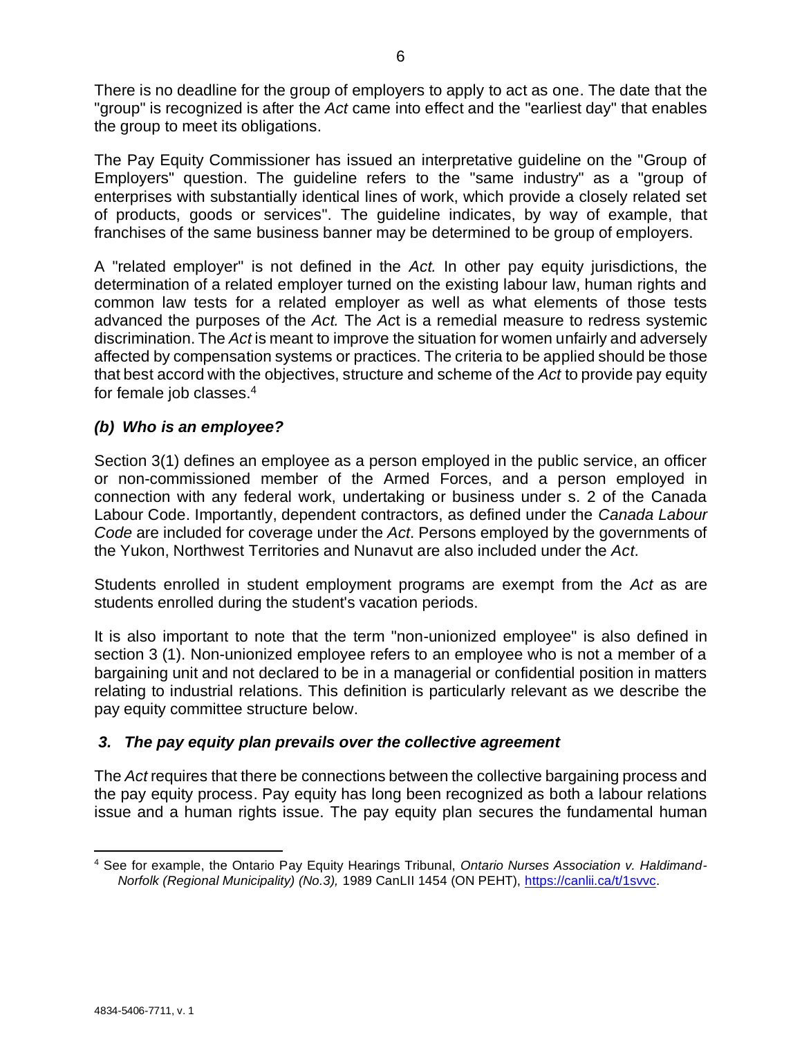There is no deadline for the group of employers to apply to act as one. The date that the "group" is recognized is after the *Act* came into effect and the "earliest day" that enables the group to meet its obligations.

The Pay Equity Commissioner has issued an interpretative guideline on the "Group of Employers" question. The guideline refers to the "same industry" as a "group of enterprises with substantially identical lines of work, which provide a closely related set of products, goods or services". The guideline indicates, by way of example, that franchises of the same business banner may be determined to be group of employers.

A "related employer" is not defined in the *Act.* In other pay equity jurisdictions, the determination of a related employer turned on the existing labour law, human rights and common law tests for a related employer as well as what elements of those tests advanced the purposes of the *Act.* The *Act* is a remedial measure to redress systemic discrimination. The *Act* is meant to improve the situation for women unfairly and adversely affected by compensation systems or practices. The criteria to be applied should be those that best accord with the objectives, structure and scheme of the *Act* to provide pay equity for female job classes.[4]

### *(b) Who is an employee?*

Section 3(1) defines an employee as a person employed in the public service, an officer or non-commissioned member of the Armed Forces, and a person employed in connection with any federal work, undertaking or business under s. 2 of the Canada Labour Code. Importantly, dependent contractors, as defined under the *Canada Labour Code* are included for coverage under the *Act*. Persons employed by the governments of the Yukon, Northwest Territories and Nunavut are also included under the *Act*.

Students enrolled in student employment programs are exempt from the *Act* as are students enrolled during the student's vacation periods.

It is also important to note that the term "non-unionized employee" is also defined in section 3 (1). Non-unionized employee refers to an employee who is not a member of a bargaining unit and not declared to be in a managerial or confidential position in matters relating to industrial relations. This definition is particularly relevant as we describe the pay equity committee structure below.

### *3. The pay equity plan prevails over the collective agreement*

The *Act* requires that there be connections between the collective bargaining process and the pay equity process. Pay equity has long been recognized as both a labour relations issue and a human rights issue. The pay equity plan secures the fundamental human

---

[4] See for example, the Ontario Pay Equity Hearings Tribunal, *Ontario Nurses Association v. Haldimand-Norfolk (Regional Municipality) (No.3),* 1989 CanLII 1454 (ON PEHT), https://canlii.ca/t/1svvc.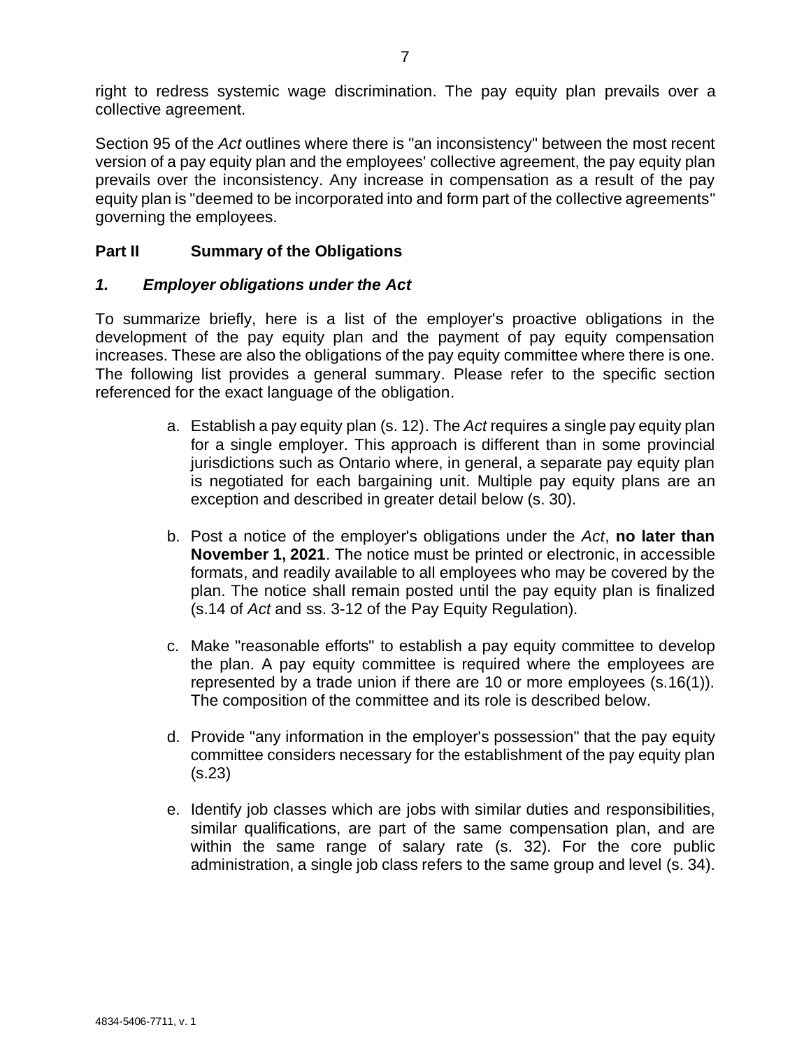right to redress systemic wage discrimination. The pay equity plan prevails over a collective agreement.

Section 95 of the *Act* outlines where there is "an inconsistency" between the most recent version of a pay equity plan and the employees' collective agreement, the pay equity plan prevails over the inconsistency. Any increase in compensation as a result of the pay equity plan is "deemed to be incorporated into and form part of the collective agreements" governing the employees.

## Part II Summary of the Obligations

### *1. Employer obligations under the Act*

To summarize briefly, here is a list of the employer's proactive obligations in the development of the pay equity plan and the payment of pay equity compensation increases. These are also the obligations of the pay equity committee where there is one. The following list provides a general summary. Please refer to the specific section referenced for the exact language of the obligation.

a. Establish a pay equity plan (s. 12). The *Act* requires a single pay equity plan for a single employer. This approach is different than in some provincial jurisdictions such as Ontario where, in general, a separate pay equity plan is negotiated for each bargaining unit. Multiple pay equity plans are an exception and described in greater detail below (s. 30).

b. Post a notice of the employer's obligations under the *Act*, **no later than November 1, 2021**. The notice must be printed or electronic, in accessible formats, and readily available to all employees who may be covered by the plan. The notice shall remain posted until the pay equity plan is finalized (s.14 of *Act* and ss. 3-12 of the Pay Equity Regulation).

c. Make "reasonable efforts" to establish a pay equity committee to develop the plan. A pay equity committee is required where the employees are represented by a trade union if there are 10 or more employees (s.16(1)). The composition of the committee and its role is described below.

d. Provide "any information in the employer's possession" that the pay equity committee considers necessary for the establishment of the pay equity plan (s.23)

e. Identify job classes which are jobs with similar duties and responsibilities, similar qualifications, are part of the same compensation plan, and are within the same range of salary rate (s. 32). For the core public administration, a single job class refers to the same group and level (s. 34).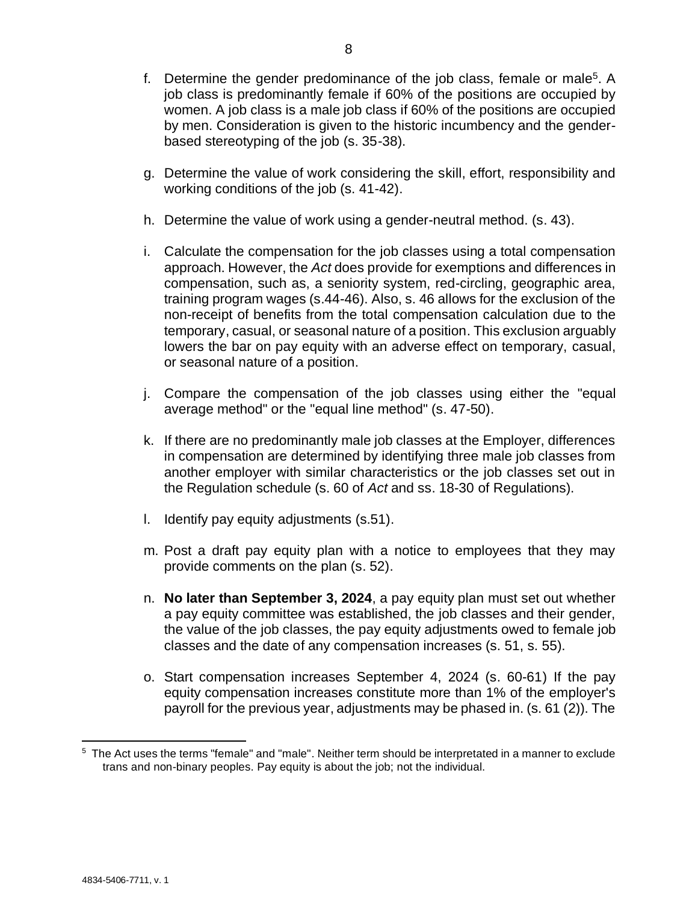f. Determine the gender predominance of the job class, female or male[5]. A job class is predominantly female if 60% of the positions are occupied by women. A job class is a male job class if 60% of the positions are occupied by men. Consideration is given to the historic incumbency and the gender-based stereotyping of the job (s. 35-38).

g. Determine the value of work considering the skill, effort, responsibility and working conditions of the job (s. 41-42).

h. Determine the value of work using a gender-neutral method. (s. 43).

i. Calculate the compensation for the job classes using a total compensation approach. However, the *Act* does provide for exemptions and differences in compensation, such as, a seniority system, red-circling, geographic area, training program wages (s.44-46). Also, s. 46 allows for the exclusion of the non-receipt of benefits from the total compensation calculation due to the temporary, casual, or seasonal nature of a position. This exclusion arguably lowers the bar on pay equity with an adverse effect on temporary, casual, or seasonal nature of a position.

j. Compare the compensation of the job classes using either the "equal average method" or the "equal line method" (s. 47-50).

k. If there are no predominantly male job classes at the Employer, differences in compensation are determined by identifying three male job classes from another employer with similar characteristics or the job classes set out in the Regulation schedule (s. 60 of *Act* and ss. 18-30 of Regulations).

l. Identify pay equity adjustments (s.51).

m. Post a draft pay equity plan with a notice to employees that they may provide comments on the plan (s. 52).

n. **No later than September 3, 2024**, a pay equity plan must set out whether a pay equity committee was established, the job classes and their gender, the value of the job classes, the pay equity adjustments owed to female job classes and the date of any compensation increases (s. 51, s. 55).

o. Start compensation increases September 4, 2024 (s. 60-61) If the pay equity compensation increases constitute more than 1% of the employer's payroll for the previous year, adjustments may be phased in. (s. 61 (2)). The

[5] The Act uses the terms "female" and "male". Neither term should be interpretated in a manner to exclude trans and non-binary peoples. Pay equity is about the job; not the individual.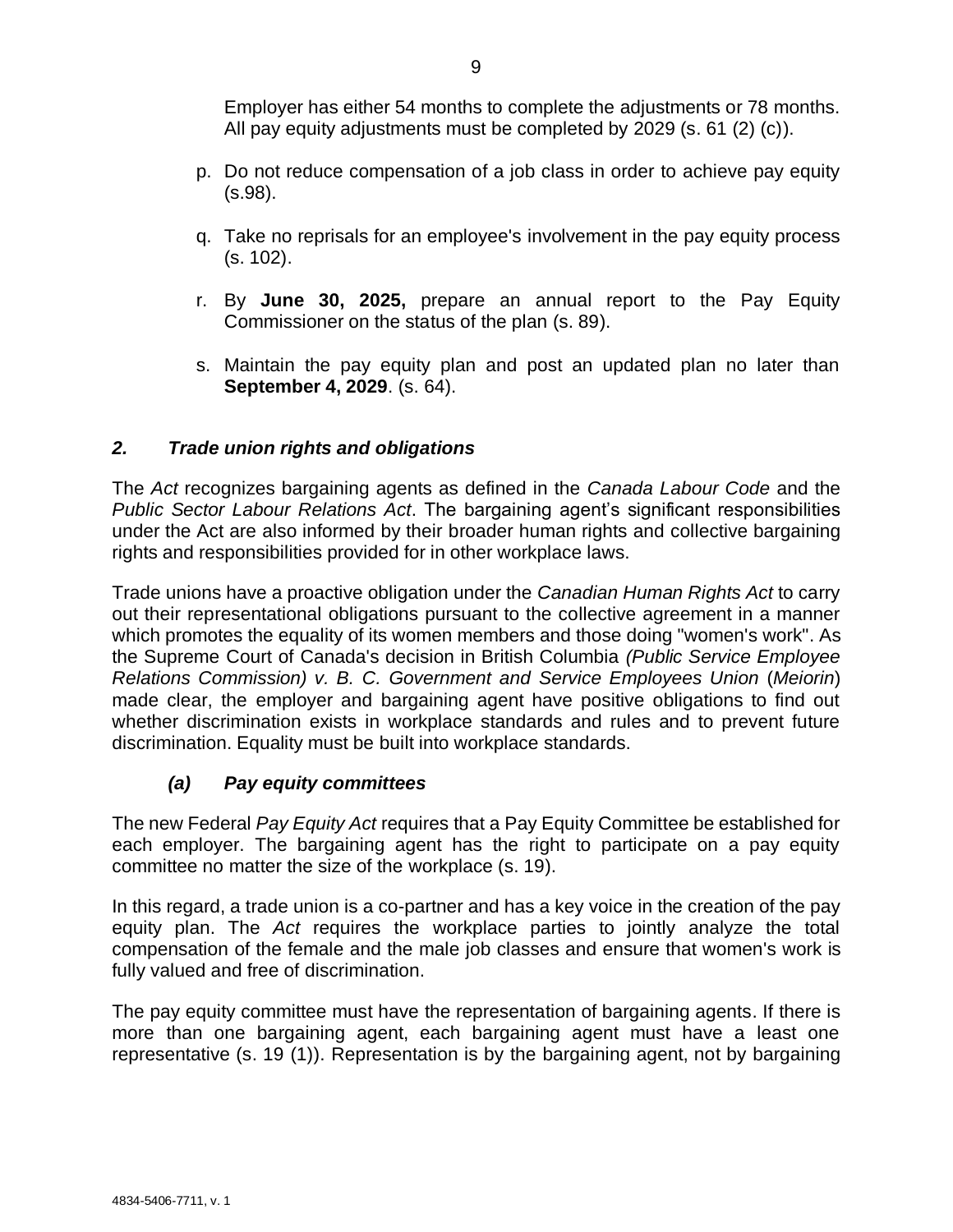Employer has either 54 months to complete the adjustments or 78 months. All pay equity adjustments must be completed by 2029 (s. 61 (2) (c)).

p. Do not reduce compensation of a job class in order to achieve pay equity (s.98).

q. Take no reprisals for an employee's involvement in the pay equity process (s. 102).

r. By **June 30, 2025,** prepare an annual report to the Pay Equity Commissioner on the status of the plan (s. 89).

s. Maintain the pay equity plan and post an updated plan no later than **September 4, 2029**. (s. 64).

## *2. Trade union rights and obligations*

The *Act* recognizes bargaining agents as defined in the *Canada Labour Code* and the *Public Sector Labour Relations Act*. The bargaining agent's significant responsibilities under the Act are also informed by their broader human rights and collective bargaining rights and responsibilities provided for in other workplace laws.

Trade unions have a proactive obligation under the *Canadian Human Rights Act* to carry out their representational obligations pursuant to the collective agreement in a manner which promotes the equality of its women members and those doing "women's work". As the Supreme Court of Canada's decision in British Columbia *(Public Service Employee Relations Commission) v. B. C. Government and Service Employees Union* (*Meiorin*) made clear, the employer and bargaining agent have positive obligations to find out whether discrimination exists in workplace standards and rules and to prevent future discrimination. Equality must be built into workplace standards.

### *(a) Pay equity committees*

The new Federal *Pay Equity Act* requires that a Pay Equity Committee be established for each employer. The bargaining agent has the right to participate on a pay equity committee no matter the size of the workplace (s. 19).

In this regard, a trade union is a co-partner and has a key voice in the creation of the pay equity plan. The *Act* requires the workplace parties to jointly analyze the total compensation of the female and the male job classes and ensure that women's work is fully valued and free of discrimination.

The pay equity committee must have the representation of bargaining agents. If there is more than one bargaining agent, each bargaining agent must have a least one representative (s. 19 (1)). Representation is by the bargaining agent, not by bargaining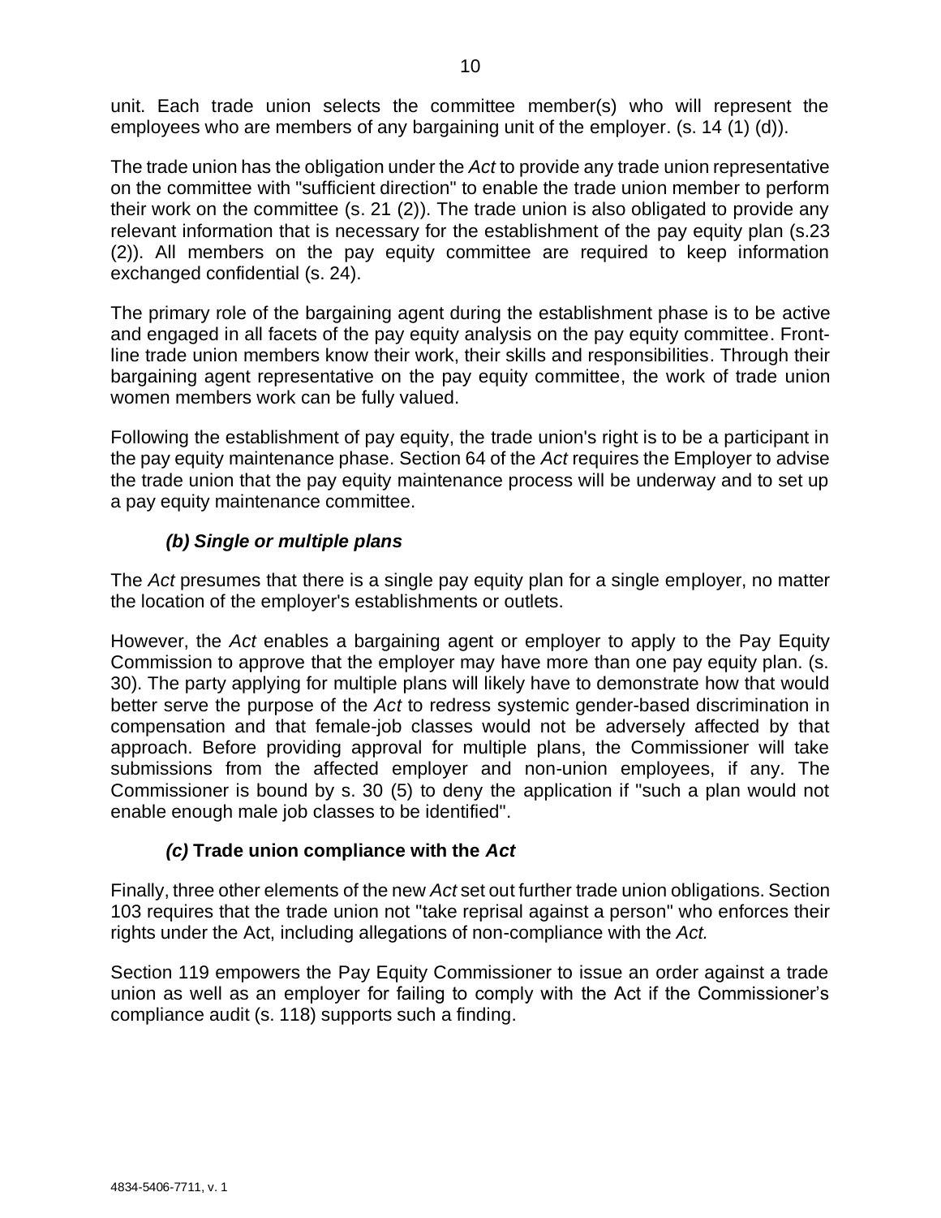unit. Each trade union selects the committee member(s) who will represent the employees who are members of any bargaining unit of the employer. (s. 14 (1) (d)).

The trade union has the obligation under the *Act* to provide any trade union representative on the committee with "sufficient direction" to enable the trade union member to perform their work on the committee (s. 21 (2)). The trade union is also obligated to provide any relevant information that is necessary for the establishment of the pay equity plan (s.23 (2)). All members on the pay equity committee are required to keep information exchanged confidential (s. 24).

The primary role of the bargaining agent during the establishment phase is to be active and engaged in all facets of the pay equity analysis on the pay equity committee. Front-line trade union members know their work, their skills and responsibilities. Through their bargaining agent representative on the pay equity committee, the work of trade union women members work can be fully valued.

Following the establishment of pay equity, the trade union's right is to be a participant in the pay equity maintenance phase. Section 64 of the *Act* requires the Employer to advise the trade union that the pay equity maintenance process will be underway and to set up a pay equity maintenance committee.

### *(b) Single or multiple plans*

The *Act* presumes that there is a single pay equity plan for a single employer, no matter the location of the employer's establishments or outlets.

However, the *Act* enables a bargaining agent or employer to apply to the Pay Equity Commission to approve that the employer may have more than one pay equity plan. (s. 30). The party applying for multiple plans will likely have to demonstrate how that would better serve the purpose of the *Act* to redress systemic gender-based discrimination in compensation and that female-job classes would not be adversely affected by that approach. Before providing approval for multiple plans, the Commissioner will take submissions from the affected employer and non-union employees, if any. The Commissioner is bound by s. 30 (5) to deny the application if "such a plan would not enable enough male job classes to be identified".

### *(c)* **Trade union compliance with the *Act***

Finally, three other elements of the new *Act* set out further trade union obligations. Section 103 requires that the trade union not "take reprisal against a person" who enforces their rights under the Act, including allegations of non-compliance with the *Act.*

Section 119 empowers the Pay Equity Commissioner to issue an order against a trade union as well as an employer for failing to comply with the Act if the Commissioner's compliance audit (s. 118) supports such a finding.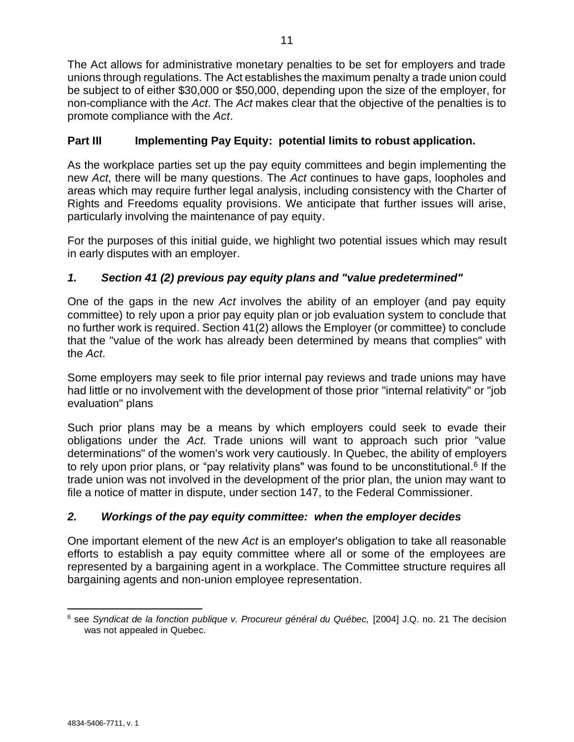The Act allows for administrative monetary penalties to be set for employers and trade unions through regulations. The Act establishes the maximum penalty a trade union could be subject to of either $30,000 or $50,000, depending upon the size of the employer, for non-compliance with the *Act*. The *Act* makes clear that the objective of the penalties is to promote compliance with the *Act*.

## Part III Implementing Pay Equity: potential limits to robust application.

As the workplace parties set up the pay equity committees and begin implementing the new *Act*, there will be many questions. The *Act* continues to have gaps, loopholes and areas which may require further legal analysis, including consistency with the Charter of Rights and Freedoms equality provisions. We anticipate that further issues will arise, particularly involving the maintenance of pay equity.

For the purposes of this initial guide, we highlight two potential issues which may result in early disputes with an employer.

### *1. Section 41 (2) previous pay equity plans and "value predetermined"*

One of the gaps in the new *Act* involves the ability of an employer (and pay equity committee) to rely upon a prior pay equity plan or job evaluation system to conclude that no further work is required. Section 41(2) allows the Employer (or committee) to conclude that the "value of the work has already been determined by means that complies" with the *Act*.

Some employers may seek to file prior internal pay reviews and trade unions may have had little or no involvement with the development of those prior "internal relativity" or "job evaluation" plans

Such prior plans may be a means by which employers could seek to evade their obligations under the *Act*. Trade unions will want to approach such prior "value determinations" of the women's work very cautiously. In Quebec, the ability of employers to rely upon prior plans, or "pay relativity plans" was found to be unconstitutional.[6] If the trade union was not involved in the development of the prior plan, the union may want to file a notice of matter in dispute, under section 147, to the Federal Commissioner.

### *2. Workings of the pay equity committee: when the employer decides*

One important element of the new *Act* is an employer's obligation to take all reasonable efforts to establish a pay equity committee where all or some of the employees are represented by a bargaining agent in a workplace. The Committee structure requires all bargaining agents and non-union employee representation.

---

[6] see *Syndicat de la fonction publique v. Procureur général du Québec,* [2004] J.Q. no. 21 The decision was not appealed in Quebec.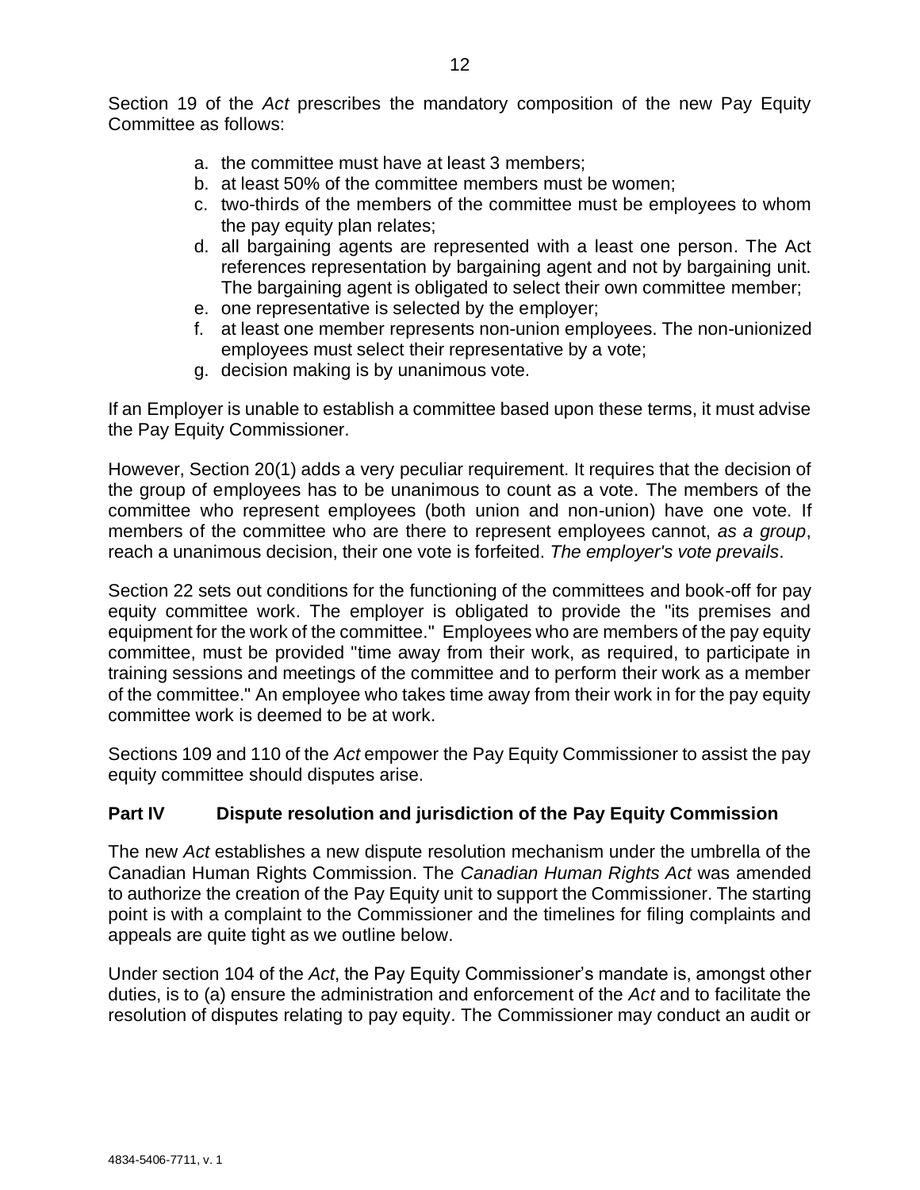Section 19 of the *Act* prescribes the mandatory composition of the new Pay Equity Committee as follows:

a. the committee must have at least 3 members;
b. at least 50% of the committee members must be women;
c. two-thirds of the members of the committee must be employees to whom the pay equity plan relates;
d. all bargaining agents are represented with a least one person. The Act references representation by bargaining agent and not by bargaining unit. The bargaining agent is obligated to select their own committee member;
e. one representative is selected by the employer;
f. at least one member represents non-union employees. The non-unionized employees must select their representative by a vote;
g. decision making is by unanimous vote.

If an Employer is unable to establish a committee based upon these terms, it must advise the Pay Equity Commissioner.

However, Section 20(1) adds a very peculiar requirement. It requires that the decision of the group of employees has to be unanimous to count as a vote. The members of the committee who represent employees (both union and non-union) have one vote. If members of the committee who are there to represent employees cannot, *as a group*, reach a unanimous decision, their one vote is forfeited. *The employer's vote prevails*.

Section 22 sets out conditions for the functioning of the committees and book-off for pay equity committee work. The employer is obligated to provide the "its premises and equipment for the work of the committee." Employees who are members of the pay equity committee, must be provided "time away from their work, as required, to participate in training sessions and meetings of the committee and to perform their work as a member of the committee." An employee who takes time away from their work in for the pay equity committee work is deemed to be at work.

Sections 109 and 110 of the *Act* empower the Pay Equity Commissioner to assist the pay equity committee should disputes arise.

## Part IV Dispute resolution and jurisdiction of the Pay Equity Commission

The new *Act* establishes a new dispute resolution mechanism under the umbrella of the Canadian Human Rights Commission. The *Canadian Human Rights Act* was amended to authorize the creation of the Pay Equity unit to support the Commissioner. The starting point is with a complaint to the Commissioner and the timelines for filing complaints and appeals are quite tight as we outline below.

Under section 104 of the *Act*, the Pay Equity Commissioner's mandate is, amongst other duties, is to (a) ensure the administration and enforcement of the *Act* and to facilitate the resolution of disputes relating to pay equity. The Commissioner may conduct an audit or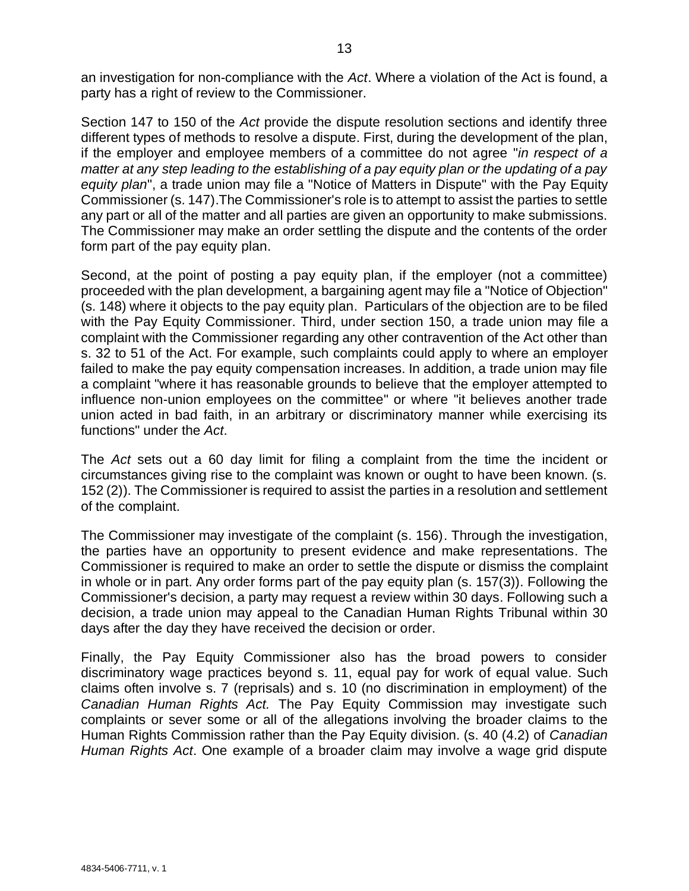an investigation for non-compliance with the *Act*. Where a violation of the Act is found, a party has a right of review to the Commissioner.

Section 147 to 150 of the *Act* provide the dispute resolution sections and identify three different types of methods to resolve a dispute. First, during the development of the plan, if the employer and employee members of a committee do not agree "*in respect of a matter at any step leading to the establishing of a pay equity plan or the updating of a pay equity plan*", a trade union may file a "Notice of Matters in Dispute" with the Pay Equity Commissioner (s. 147).The Commissioner's role is to attempt to assist the parties to settle any part or all of the matter and all parties are given an opportunity to make submissions. The Commissioner may make an order settling the dispute and the contents of the order form part of the pay equity plan.

Second, at the point of posting a pay equity plan, if the employer (not a committee) proceeded with the plan development, a bargaining agent may file a "Notice of Objection" (s. 148) where it objects to the pay equity plan. Particulars of the objection are to be filed with the Pay Equity Commissioner. Third, under section 150, a trade union may file a complaint with the Commissioner regarding any other contravention of the Act other than s. 32 to 51 of the Act. For example, such complaints could apply to where an employer failed to make the pay equity compensation increases. In addition, a trade union may file a complaint "where it has reasonable grounds to believe that the employer attempted to influence non-union employees on the committee" or where "it believes another trade union acted in bad faith, in an arbitrary or discriminatory manner while exercising its functions" under the *Act*.

The *Act* sets out a 60 day limit for filing a complaint from the time the incident or circumstances giving rise to the complaint was known or ought to have been known. (s. 152 (2)). The Commissioner is required to assist the parties in a resolution and settlement of the complaint.

The Commissioner may investigate of the complaint (s. 156). Through the investigation, the parties have an opportunity to present evidence and make representations. The Commissioner is required to make an order to settle the dispute or dismiss the complaint in whole or in part. Any order forms part of the pay equity plan (s. 157(3)). Following the Commissioner's decision, a party may request a review within 30 days. Following such a decision, a trade union may appeal to the Canadian Human Rights Tribunal within 30 days after the day they have received the decision or order.

Finally, the Pay Equity Commissioner also has the broad powers to consider discriminatory wage practices beyond s. 11, equal pay for work of equal value. Such claims often involve s. 7 (reprisals) and s. 10 (no discrimination in employment) of the *Canadian Human Rights Act.* The Pay Equity Commission may investigate such complaints or sever some or all of the allegations involving the broader claims to the Human Rights Commission rather than the Pay Equity division. (s. 40 (4.2) of *Canadian Human Rights Act*. One example of a broader claim may involve a wage grid dispute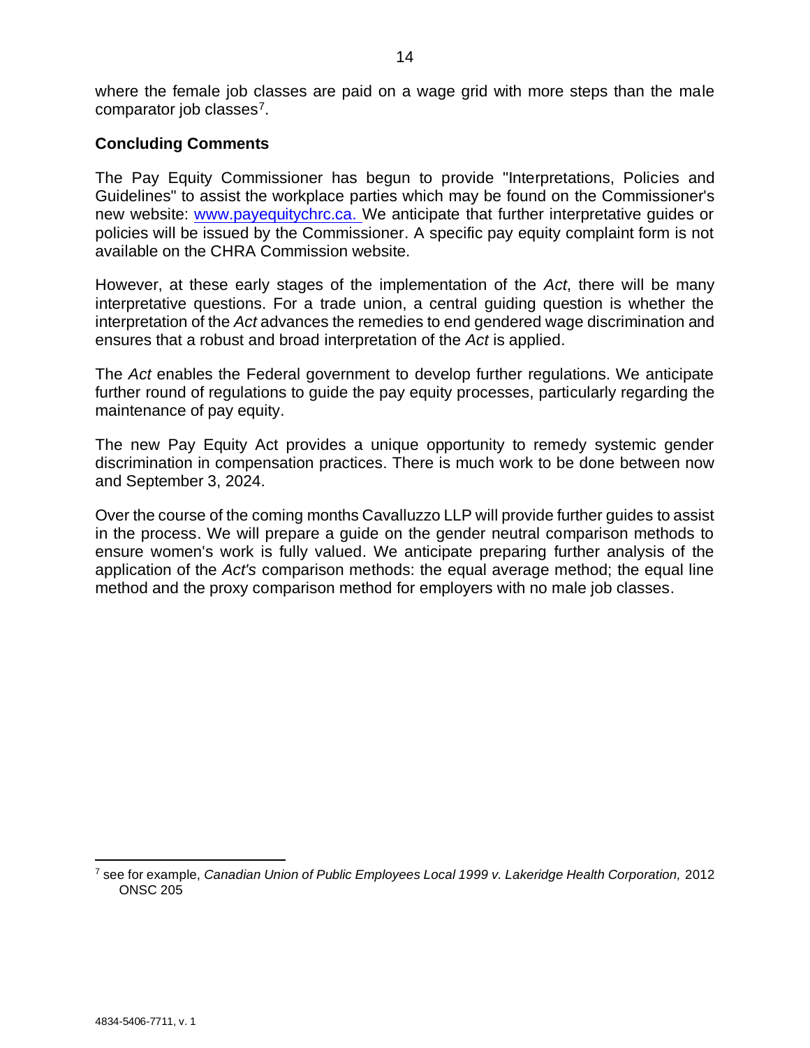where the female job classes are paid on a wage grid with more steps than the male comparator job classes[7].

## Concluding Comments

The Pay Equity Commissioner has begun to provide "Interpretations, Policies and Guidelines" to assist the workplace parties which may be found on the Commissioner's new website: www.payequitychrc.ca. We anticipate that further interpretative guides or policies will be issued by the Commissioner. A specific pay equity complaint form is not available on the CHRA Commission website.

However, at these early stages of the implementation of the *Act*, there will be many interpretative questions. For a trade union, a central guiding question is whether the interpretation of the *Act* advances the remedies to end gendered wage discrimination and ensures that a robust and broad interpretation of the *Act* is applied.

The *Act* enables the Federal government to develop further regulations. We anticipate further round of regulations to guide the pay equity processes, particularly regarding the maintenance of pay equity.

The new Pay Equity Act provides a unique opportunity to remedy systemic gender discrimination in compensation practices. There is much work to be done between now and September 3, 2024.

Over the course of the coming months Cavalluzzo LLP will provide further guides to assist in the process. We will prepare a guide on the gender neutral comparison methods to ensure women's work is fully valued. We anticipate preparing further analysis of the application of the *Act's* comparison methods: the equal average method; the equal line method and the proxy comparison method for employers with no male job classes.

---

[7] see for example, *Canadian Union of Public Employees Local 1999 v. Lakeridge Health Corporation,* 2012 ONSC 205

4834-5406-7711, v. 1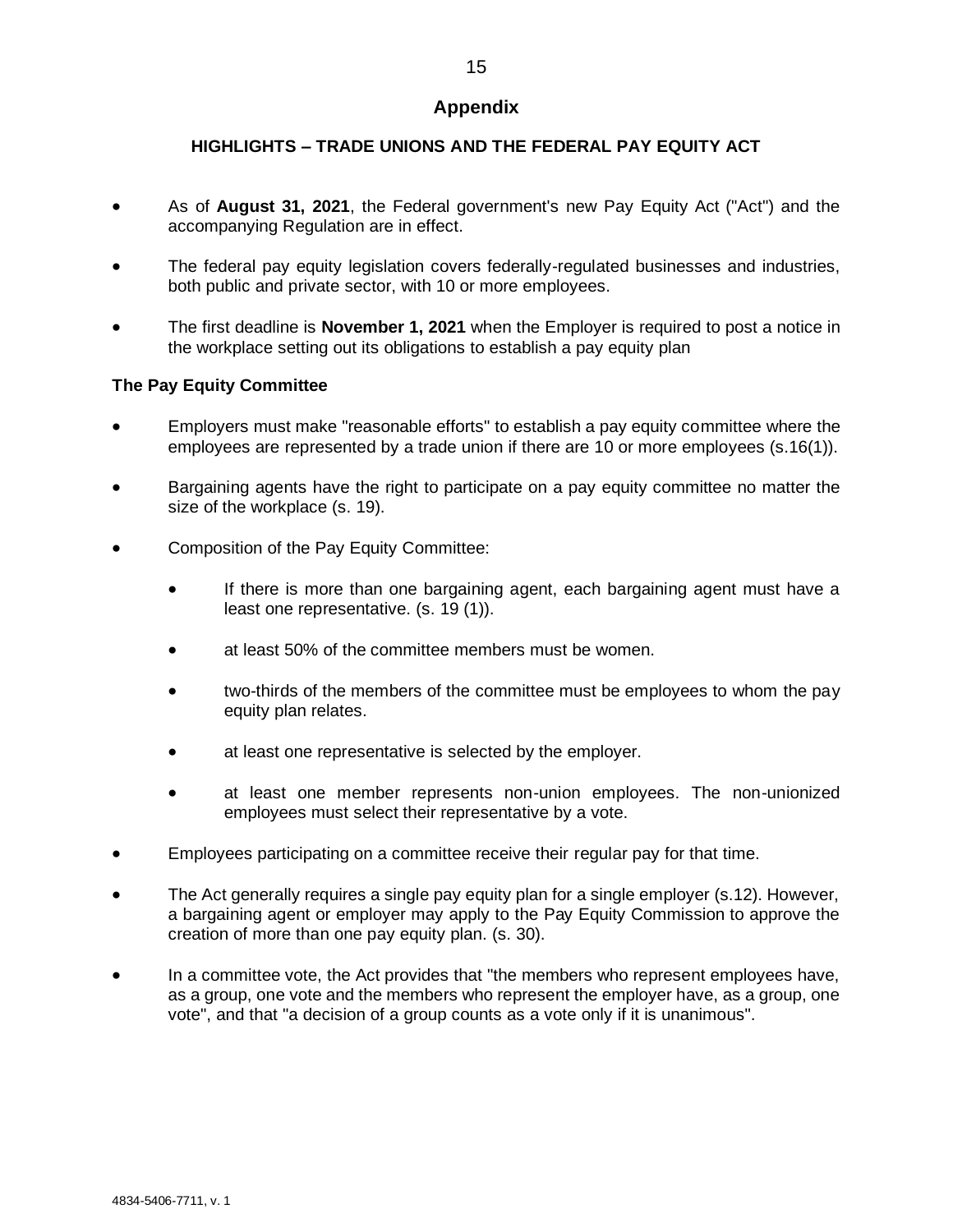# Appendix

## HIGHLIGHTS – TRADE UNIONS AND THE FEDERAL PAY EQUITY ACT

- As of **August 31, 2021**, the Federal government's new Pay Equity Act ("Act") and the accompanying Regulation are in effect.
- The federal pay equity legislation covers federally-regulated businesses and industries, both public and private sector, with 10 or more employees.
- The first deadline is **November 1, 2021** when the Employer is required to post a notice in the workplace setting out its obligations to establish a pay equity plan

### The Pay Equity Committee

- Employers must make "reasonable efforts" to establish a pay equity committee where the employees are represented by a trade union if there are 10 or more employees (s.16(1)).
- Bargaining agents have the right to participate on a pay equity committee no matter the size of the workplace (s. 19).
- Composition of the Pay Equity Committee:
  - If there is more than one bargaining agent, each bargaining agent must have a least one representative. (s. 19 (1)).
  - at least 50% of the committee members must be women.
  - two-thirds of the members of the committee must be employees to whom the pay equity plan relates.
  - at least one representative is selected by the employer.
  - at least one member represents non-union employees. The non-unionized employees must select their representative by a vote.
- Employees participating on a committee receive their regular pay for that time.
- The Act generally requires a single pay equity plan for a single employer (s.12). However, a bargaining agent or employer may apply to the Pay Equity Commission to approve the creation of more than one pay equity plan. (s. 30).
- In a committee vote, the Act provides that "the members who represent employees have, as a group, one vote and the members who represent the employer have, as a group, one vote", and that "a decision of a group counts as a vote only if it is unanimous".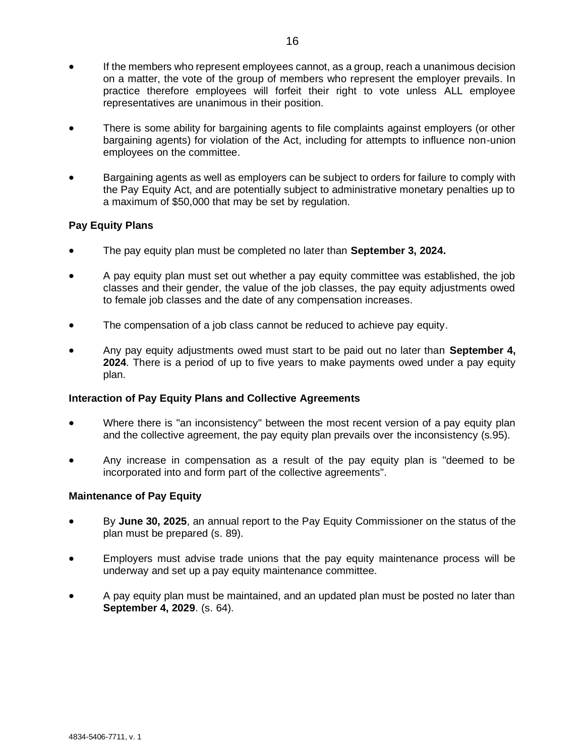- If the members who represent employees cannot, as a group, reach a unanimous decision on a matter, the vote of the group of members who represent the employer prevails. In practice therefore employees will forfeit their right to vote unless ALL employee representatives are unanimous in their position.

- There is some ability for bargaining agents to file complaints against employers (or other bargaining agents) for violation of the Act, including for attempts to influence non-union employees on the committee.

- Bargaining agents as well as employers can be subject to orders for failure to comply with the Pay Equity Act, and are potentially subject to administrative monetary penalties up to a maximum of $50,000 that may be set by regulation.

**Pay Equity Plans**

- The pay equity plan must be completed no later than **September 3, 2024.**

- A pay equity plan must set out whether a pay equity committee was established, the job classes and their gender, the value of the job classes, the pay equity adjustments owed to female job classes and the date of any compensation increases.

- The compensation of a job class cannot be reduced to achieve pay equity.

- Any pay equity adjustments owed must start to be paid out no later than **September 4, 2024**. There is a period of up to five years to make payments owed under a pay equity plan.

**Interaction of Pay Equity Plans and Collective Agreements**

- Where there is "an inconsistency" between the most recent version of a pay equity plan and the collective agreement, the pay equity plan prevails over the inconsistency (s.95).

- Any increase in compensation as a result of the pay equity plan is "deemed to be incorporated into and form part of the collective agreements".

**Maintenance of Pay Equity**

- By **June 30, 2025**, an annual report to the Pay Equity Commissioner on the status of the plan must be prepared (s. 89).

- Employers must advise trade unions that the pay equity maintenance process will be underway and set up a pay equity maintenance committee.

- A pay equity plan must be maintained, and an updated plan must be posted no later than **September 4, 2029**. (s. 64).